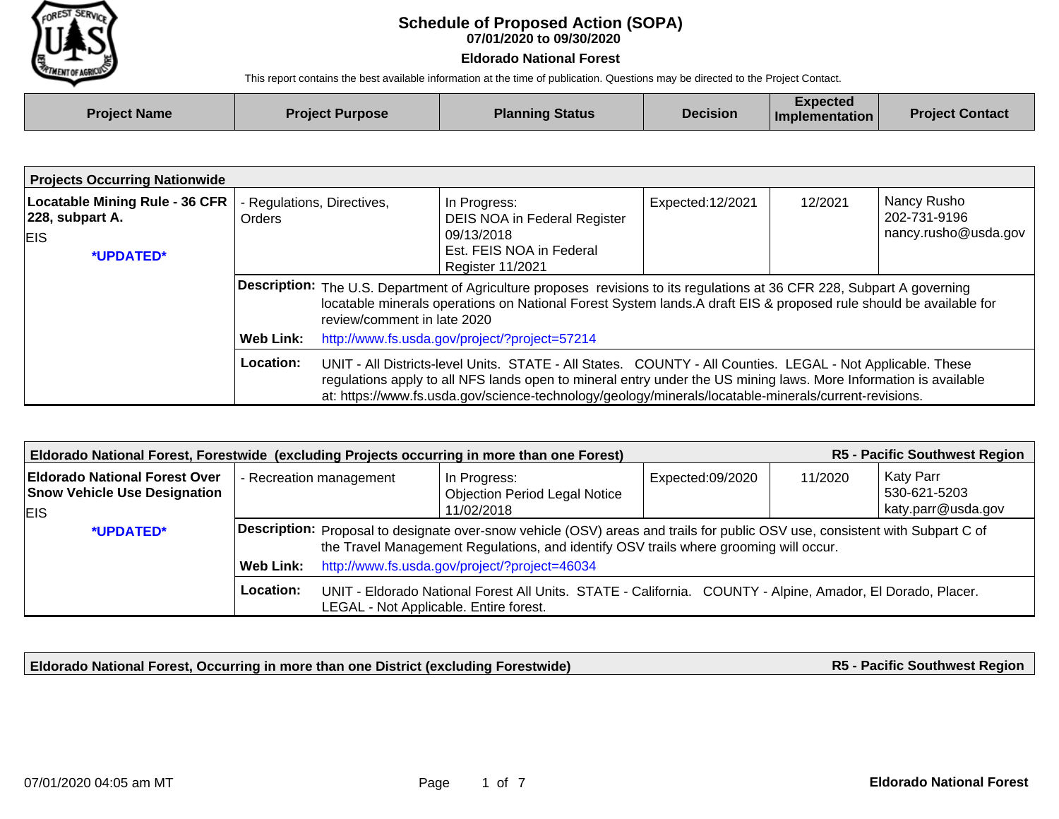# Schedule of Proposed Action (SOPA)

**07/01/2020 to 09/30/2020**

**Eldorado National Forest**

This report contains the best available information at the time of publication. Questions may be directed to the Project Contact.

| Project Name | Project Purpose | Planning Status | Decision | Expected Implementation | Project Contact |
|---|---|---|---|---|---|

## Projects Occurring Nationwide

| Project Name | Project Purpose | Planning Status | Decision | Expected Implementation | Project Contact |
|---|---|---|---|---|---|
| **Locatable Mining Rule - 36 CFR 228, subpart A.** EIS *UPDATED* | - Regulations, Directives, Orders | In Progress: DEIS NOA in Federal Register 09/13/2018 Est. FEIS NOA in Federal Register 11/2021 | Expected:12/2021 | 12/2021 | Nancy Rusho 202-731-9196 nancy.rusho@usda.gov |

**Description:** The U.S. Department of Agriculture proposes revisions to its regulations at 36 CFR 228, Subpart A governing locatable minerals operations on National Forest System lands.A draft EIS & proposed rule should be available for review/comment in late 2020

**Web Link:** http://www.fs.usda.gov/project/?project=57214

**Location:** UNIT - All Districts-level Units. STATE - All States. COUNTY - All Counties. LEGAL - Not Applicable. These regulations apply to all NFS lands open to mineral entry under the US mining laws. More Information is available at: https://www.fs.usda.gov/science-technology/geology/minerals/locatable-minerals/current-revisions.

## Eldorado National Forest, Forestwide (excluding Projects occurring in more than one Forest) — R5 - Pacific Southwest Region

| Project Name | Project Purpose | Planning Status | Decision | Expected Implementation | Project Contact |
|---|---|---|---|---|---|
| **Eldorado National Forest Over Snow Vehicle Use Designation** EIS *UPDATED* | - Recreation management | In Progress: Objection Period Legal Notice 11/02/2018 | Expected:09/2020 | 11/2020 | Katy Parr 530-621-5203 katy.parr@usda.gov |

**Description:** Proposal to designate over-snow vehicle (OSV) areas and trails for public OSV use, consistent with Subpart C of the Travel Management Regulations, and identify OSV trails where grooming will occur.

**Web Link:** http://www.fs.usda.gov/project/?project=46034

**Location:** UNIT - Eldorado National Forest All Units. STATE - California. COUNTY - Alpine, Amador, El Dorado, Placer. LEGAL - Not Applicable. Entire forest.

## Eldorado National Forest, Occurring in more than one District (excluding Forestwide) — R5 - Pacific Southwest Region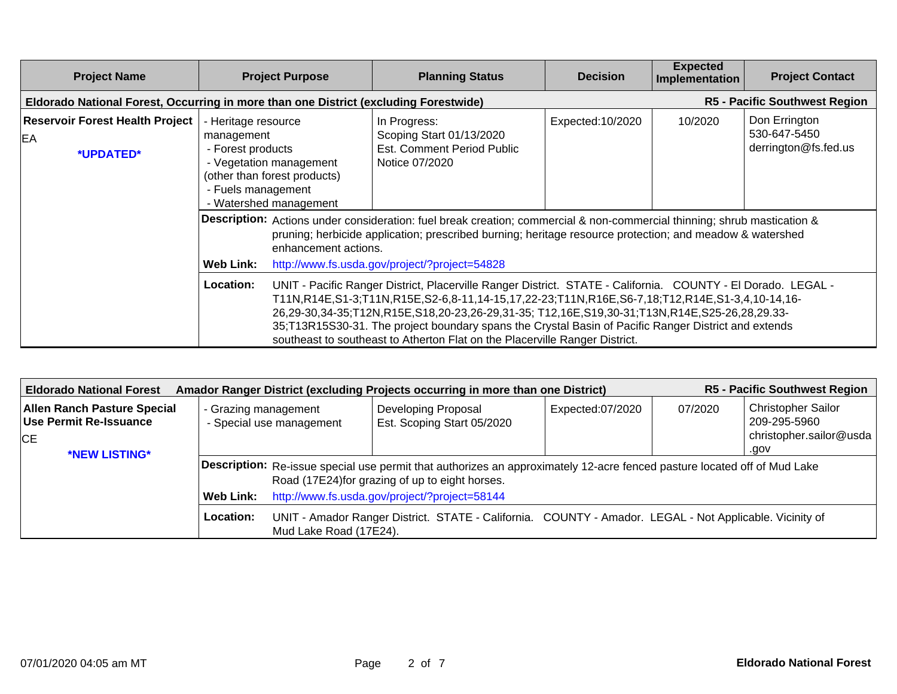| Project Name | Project Purpose | Planning Status | Decision | Expected Implementation | Project Contact |
|---|---|---|---|---|---|
| **Eldorado National Forest, Occurring in more than one District (excluding Forestwide)** | | | | | **R5 - Pacific Southwest Region** |
| **Reservoir Forest Health Project** EA **\*UPDATED\*** | - Heritage resource management - Forest products - Vegetation management (other than forest products) - Fuels management - Watershed management | In Progress: Scoping Start 01/13/2020 Est. Comment Period Public Notice 07/2020 | Expected:10/2020 | 10/2020 | Don Errington 530-647-5450 derrington@fs.fed.us |
| | **Description:** Actions under consideration: fuel break creation; commercial & non-commercial thinning; shrub mastication & pruning; herbicide application; prescribed burning; heritage resource protection; and meadow & watershed enhancement actions. | | | | |
| | **Web Link:** http://www.fs.usda.gov/project/?project=54828 | | | | |
| | **Location:** UNIT - Pacific Ranger District, Placerville Ranger District. STATE - California. COUNTY - El Dorado. LEGAL - T11N,R14E,S1-3;T11N,R15E,S2-6,8-11,14-15,17,22-23;T11N,R16E,S6-7,18;T12,R14E,S1-3,4,10-14,16-26,29-30,34-35;T12N,R15E,S18,20-23,26-29,31-35; T12,16E,S19,30-31;T13N,R14E,S25-26,28,29.33-35;T13R15S30-31. The project boundary spans the Crystal Basin of Pacific Ranger District and extends southeast to southeast to Atherton Flat on the Placerville Ranger District. | | | | |

| Eldorado National Forest | Amador Ranger District (excluding Projects occurring in more than one District) | | | | R5 - Pacific Southwest Region |
|---|---|---|---|---|---|
| **Allen Ranch Pasture Special Use Permit Re-Issuance** CE **\*NEW LISTING\*** | - Grazing management - Special use management | Developing Proposal Est. Scoping Start 05/2020 | Expected:07/2020 | 07/2020 | Christopher Sailor 209-295-5960 christopher.sailor@usda.gov |
| | **Description:** Re-issue special use permit that authorizes an approximately 12-acre fenced pasture located off of Mud Lake Road (17E24)for grazing of up to eight horses. | | | | |
| | **Web Link:** http://www.fs.usda.gov/project/?project=58144 | | | | |
| | **Location:** UNIT - Amador Ranger District. STATE - California. COUNTY - Amador. LEGAL - Not Applicable. Vicinity of Mud Lake Road (17E24). | | | | |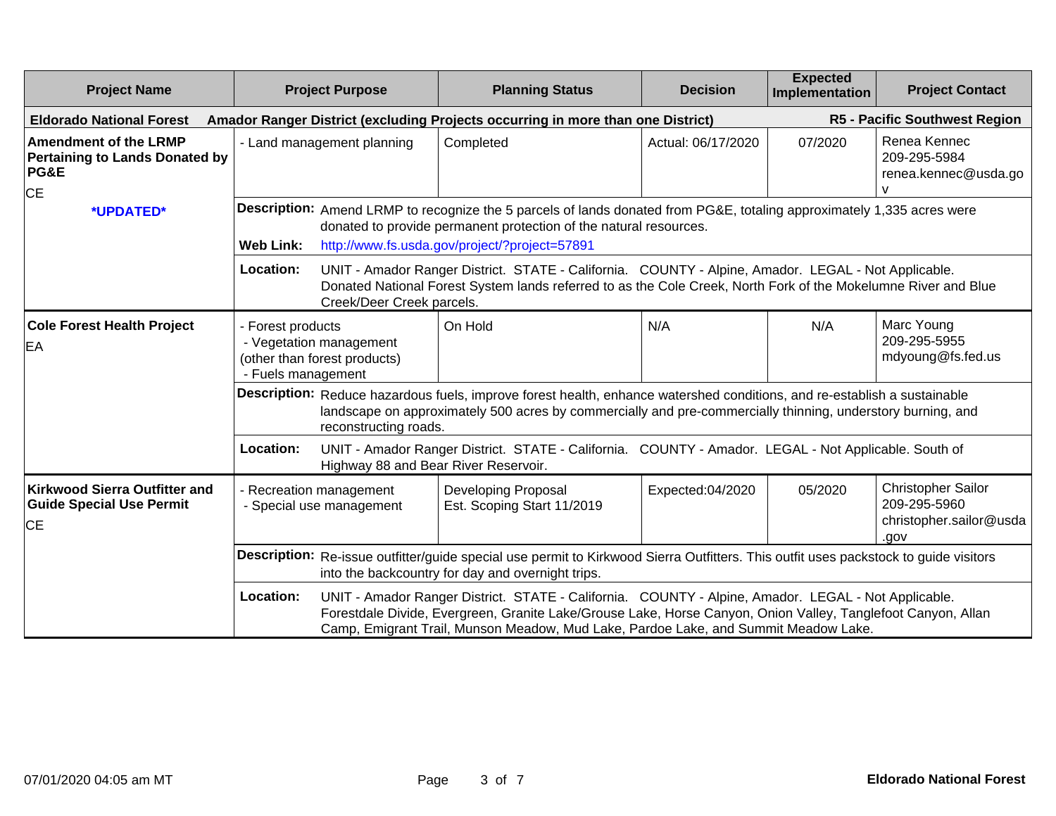| Project Name | Project Purpose | Planning Status | Decision | Expected Implementation | Project Contact |
|---|---|---|---|---|---|
| **Eldorado National Forest** | **Amador Ranger District (excluding Projects occurring in more than one District)** | | | | **R5 - Pacific Southwest Region** |
| **Amendment of the LRMP Pertaining to Lands Donated by PG&E**<br>CE<br>***UPDATED*** | - Land management planning | Completed | Actual: 06/17/2020 | 07/2020 | Renea Kennec<br>209-295-5984<br>renea.kennec@usda.gov |
| | **Description:** Amend LRMP to recognize the 5 parcels of lands donated from PG&E, totaling approximately 1,335 acres were donated to provide permanent protection of the natural resources.<br>**Web Link:** http://www.fs.usda.gov/project/?project=57891 | | | | |
| | **Location:** UNIT - Amador Ranger District. STATE - California. COUNTY - Alpine, Amador. LEGAL - Not Applicable. Donated National Forest System lands referred to as the Cole Creek, North Fork of the Mokelumne River and Blue Creek/Deer Creek parcels. | | | | |
| **Cole Forest Health Project**<br>EA | - Forest products<br>- Vegetation management (other than forest products)<br>- Fuels management | On Hold | N/A | N/A | Marc Young<br>209-295-5955<br>mdyoung@fs.fed.us |
| | **Description:** Reduce hazardous fuels, improve forest health, enhance watershed conditions, and re-establish a sustainable landscape on approximately 500 acres by commercially and pre-commercially thinning, understory burning, and reconstructing roads. | | | | |
| | **Location:** UNIT - Amador Ranger District. STATE - California. COUNTY - Amador. LEGAL - Not Applicable. South of Highway 88 and Bear River Reservoir. | | | | |
| **Kirkwood Sierra Outfitter and Guide Special Use Permit**<br>CE | - Recreation management<br>- Special use management | Developing Proposal<br>Est. Scoping Start 11/2019 | Expected:04/2020 | 05/2020 | Christopher Sailor<br>209-295-5960<br>christopher.sailor@usda.gov |
| | **Description:** Re-issue outfitter/guide special use permit to Kirkwood Sierra Outfitters. This outfit uses packstock to guide visitors into the backcountry for day and overnight trips. | | | | |
| | **Location:** UNIT - Amador Ranger District. STATE - California. COUNTY - Alpine, Amador. LEGAL - Not Applicable. Forestdale Divide, Evergreen, Granite Lake/Grouse Lake, Horse Canyon, Onion Valley, Tanglefoot Canyon, Allan Camp, Emigrant Trail, Munson Meadow, Mud Lake, Pardoe Lake, and Summit Meadow Lake. | | | | |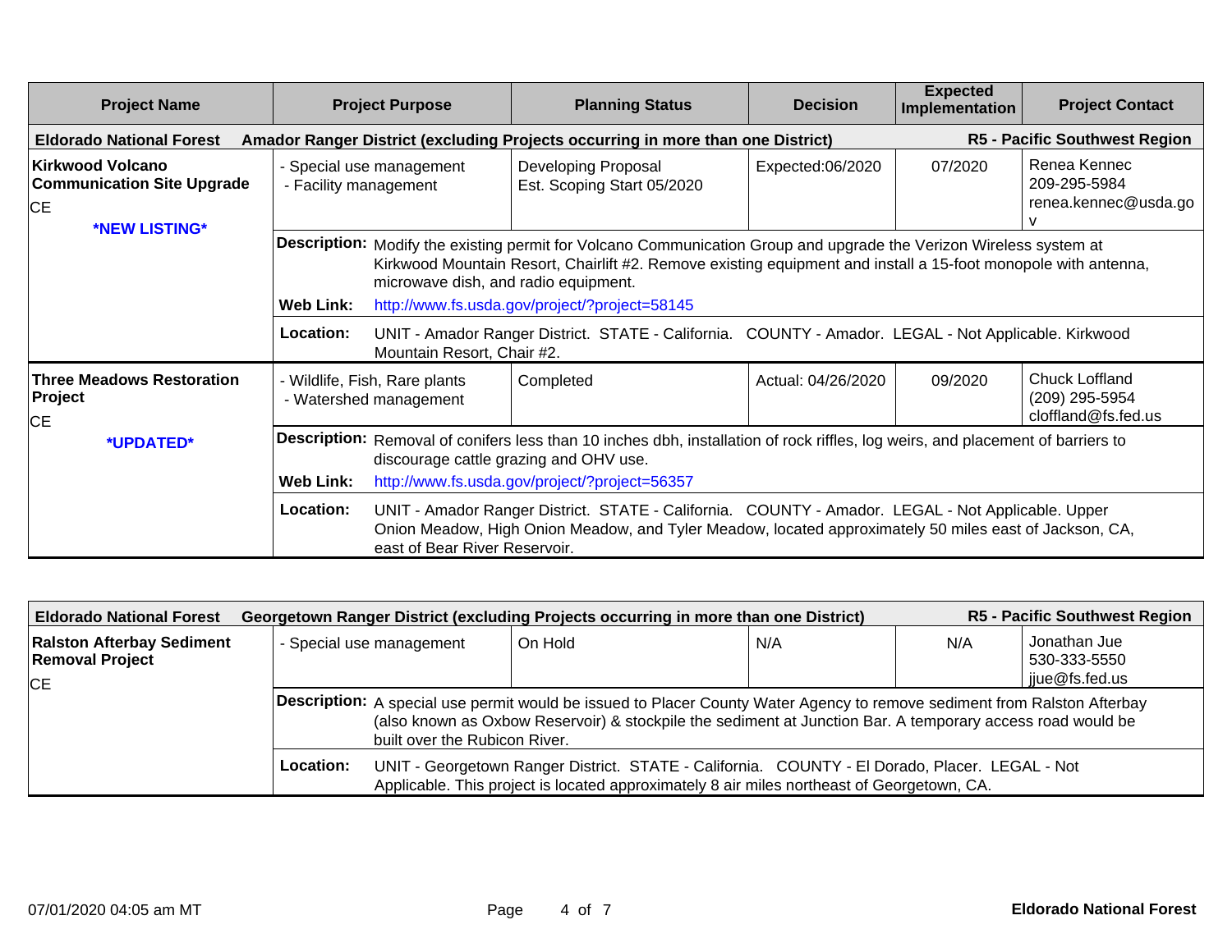| Project Name | Project Purpose | Planning Status | Decision | Expected Implementation | Project Contact |
|---|---|---|---|---|---|
| **Eldorado National Forest** | **Amador Ranger District (excluding Projects occurring in more than one District)** | | | | **R5 - Pacific Southwest Region** |
| **Kirkwood Volcano Communication Site Upgrade**<br>CE<br>***NEW LISTING*** | - Special use management<br>- Facility management | Developing Proposal<br>Est. Scoping Start 05/2020 | Expected:06/2020 | 07/2020 | Renea Kennec<br>209-295-5984<br>renea.kennec@usda.gov |
| | **Description:** Modify the existing permit for Volcano Communication Group and upgrade the Verizon Wireless system at Kirkwood Mountain Resort, Chairlift #2. Remove existing equipment and install a 15-foot monopole with antenna, microwave dish, and radio equipment.<br>**Web Link:** http://www.fs.usda.gov/project/?project=58145 | | | | |
| | **Location:** UNIT - Amador Ranger District. STATE - California. COUNTY - Amador. LEGAL - Not Applicable. Kirkwood Mountain Resort, Chair #2. | | | | |
| **Three Meadows Restoration Project**<br>CE<br>***UPDATED*** | - Wildlife, Fish, Rare plants<br>- Watershed management | Completed | Actual: 04/26/2020 | 09/2020 | Chuck Loffland<br>(209) 295-5954<br>cloffland@fs.fed.us |
| | **Description:** Removal of conifers less than 10 inches dbh, installation of rock riffles, log weirs, and placement of barriers to discourage cattle grazing and OHV use.<br>**Web Link:** http://www.fs.usda.gov/project/?project=56357 | | | | |
| | **Location:** UNIT - Amador Ranger District. STATE - California. COUNTY - Amador. LEGAL - Not Applicable. Upper Onion Meadow, High Onion Meadow, and Tyler Meadow, located approximately 50 miles east of Jackson, CA, east of Bear River Reservoir. | | | | |

| Project Name | Project Purpose | Planning Status | Decision | Expected Implementation | Project Contact |
|---|---|---|---|---|---|
| **Eldorado National Forest** | **Georgetown Ranger District (excluding Projects occurring in more than one District)** | | | | **R5 - Pacific Southwest Region** |
| **Ralston Afterbay Sediment Removal Project**<br>CE | - Special use management | On Hold | N/A | N/A | Jonathan Jue<br>530-333-5550<br>jjue@fs.fed.us |
| | **Description:** A special use permit would be issued to Placer County Water Agency to remove sediment from Ralston Afterbay (also known as Oxbow Reservoir) & stockpile the sediment at Junction Bar. A temporary access road would be built over the Rubicon River. | | | | |
| | **Location:** UNIT - Georgetown Ranger District. STATE - California. COUNTY - El Dorado, Placer. LEGAL - Not Applicable. This project is located approximately 8 air miles northeast of Georgetown, CA. | | | | |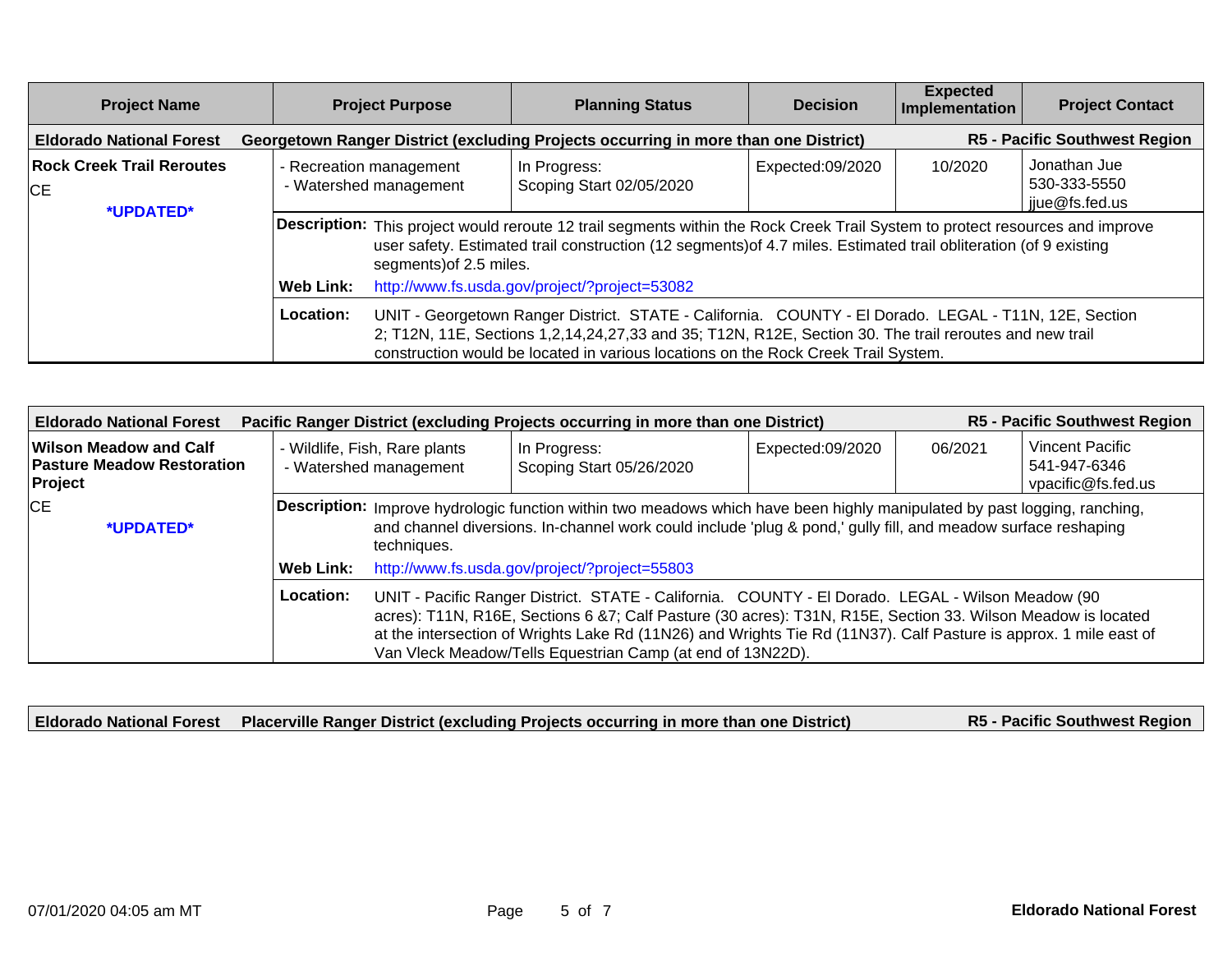| Project Name | Project Purpose | Planning Status | Decision | Expected Implementation | Project Contact |
|---|---|---|---|---|---|

**Eldorado National Forest** **Georgetown Ranger District (excluding Projects occurring in more than one District)** **R5 - Pacific Southwest Region**

| Project Name | Project Purpose | Planning Status | Decision | Expected Implementation | Project Contact |
|---|---|---|---|---|---|
| **Rock Creek Trail Reroutes**<br>CE<br>***UPDATED*** | - Recreation management<br>- Watershed management | In Progress:<br>Scoping Start 02/05/2020 | Expected:09/2020 | 10/2020 | Jonathan Jue<br>530-333-5550<br>jjue@fs.fed.us |

**Description:** This project would reroute 12 trail segments within the Rock Creek Trail System to protect resources and improve user safety. Estimated trail construction (12 segments)of 4.7 miles. Estimated trail obliteration (of 9 existing segments)of 2.5 miles.

**Web Link:** http://www.fs.usda.gov/project/?project=53082

**Location:** UNIT - Georgetown Ranger District. STATE - California. COUNTY - El Dorado. LEGAL - T11N, 12E, Section 2; T12N, 11E, Sections 1,2,14,24,27,33 and 35; T12N, R12E, Section 30. The trail reroutes and new trail construction would be located in various locations on the Rock Creek Trail System.

**Eldorado National Forest** **Pacific Ranger District (excluding Projects occurring in more than one District)** **R5 - Pacific Southwest Region**

| Project Name | Project Purpose | Planning Status | Decision | Expected Implementation | Project Contact |
|---|---|---|---|---|---|
| **Wilson Meadow and Calf Pasture Meadow Restoration Project**<br>CE<br>***UPDATED*** | - Wildlife, Fish, Rare plants<br>- Watershed management | In Progress:<br>Scoping Start 05/26/2020 | Expected:09/2020 | 06/2021 | Vincent Pacific<br>541-947-6346<br>vpacific@fs.fed.us |

**Description:** Improve hydrologic function within two meadows which have been highly manipulated by past logging, ranching, and channel diversions. In-channel work could include 'plug & pond,' gully fill, and meadow surface reshaping techniques.

**Web Link:** http://www.fs.usda.gov/project/?project=55803

**Location:** UNIT - Pacific Ranger District. STATE - California. COUNTY - El Dorado. LEGAL - Wilson Meadow (90 acres): T11N, R16E, Sections 6 &7; Calf Pasture (30 acres): T31N, R15E, Section 33. Wilson Meadow is located at the intersection of Wrights Lake Rd (11N26) and Wrights Tie Rd (11N37). Calf Pasture is approx. 1 mile east of Van Vleck Meadow/Tells Equestrian Camp (at end of 13N22D).

**Eldorado National Forest** **Placerville Ranger District (excluding Projects occurring in more than one District)** **R5 - Pacific Southwest Region**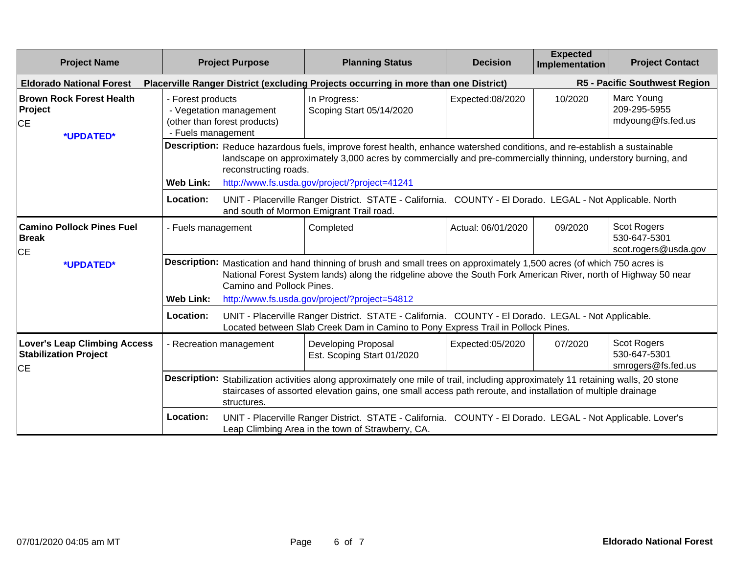| Project Name | Project Purpose | Planning Status | Decision | Expected Implementation | Project Contact |
|---|---|---|---|---|---|
| **Eldorado National Forest** | **Placerville Ranger District (excluding Projects occurring in more than one District)** | | | | **R5 - Pacific Southwest Region** |
| **Brown Rock Forest Health Project** CE *UPDATED* | - Forest products - Vegetation management (other than forest products) - Fuels management | In Progress: Scoping Start 05/14/2020 | Expected:08/2020 | 10/2020 | Marc Young 209-295-5955 mdyoung@fs.fed.us |
| | **Description:** Reduce hazardous fuels, improve forest health, enhance watershed conditions, and re-establish a sustainable landscape on approximately 3,000 acres by commercially and pre-commercially thinning, understory burning, and reconstructing roads. | | | | |
| | **Web Link:** http://www.fs.usda.gov/project/?project=41241 | | | | |
| | **Location:** UNIT - Placerville Ranger District. STATE - California. COUNTY - El Dorado. LEGAL - Not Applicable. North and south of Mormon Emigrant Trail road. | | | | |
| **Camino Pollock Pines Fuel Break** CE *UPDATED* | - Fuels management | Completed | Actual: 06/01/2020 | 09/2020 | Scot Rogers 530-647-5301 scot.rogers@usda.gov |
| | **Description:** Mastication and hand thinning of brush and small trees on approximately 1,500 acres (of which 750 acres is National Forest System lands) along the ridgeline above the South Fork American River, north of Highway 50 near Camino and Pollock Pines. | | | | |
| | **Web Link:** http://www.fs.usda.gov/project/?project=54812 | | | | |
| | **Location:** UNIT - Placerville Ranger District. STATE - California. COUNTY - El Dorado. LEGAL - Not Applicable. Located between Slab Creek Dam in Camino to Pony Express Trail in Pollock Pines. | | | | |
| **Lover's Leap Climbing Access Stabilization Project** CE | - Recreation management | Developing Proposal Est. Scoping Start 01/2020 | Expected:05/2020 | 07/2020 | Scot Rogers 530-647-5301 smrogers@fs.fed.us |
| | **Description:** Stabilization activities along approximately one mile of trail, including approximately 11 retaining walls, 20 stone staircases of assorted elevation gains, one small access path reroute, and installation of multiple drainage structures. | | | | |
| | **Location:** UNIT - Placerville Ranger District. STATE - California. COUNTY - El Dorado. LEGAL - Not Applicable. Lover's Leap Climbing Area in the town of Strawberry, CA. | | | | |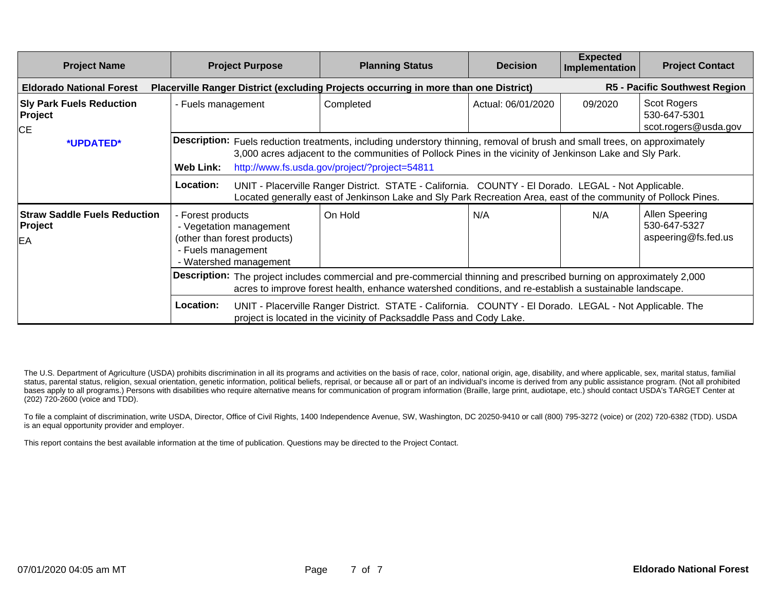| Project Name | Project Purpose | Planning Status | Decision | Expected Implementation | Project Contact |
|---|---|---|---|---|---|
| **Eldorado National Forest** | **Placerville Ranger District (excluding Projects occurring in more than one District)** | | | | **R5 - Pacific Southwest Region** |
| **Sly Park Fuels Reduction Project**<br>CE<br>***UPDATED*** | - Fuels management | Completed | Actual: 06/01/2020 | 09/2020 | Scot Rogers<br>530-647-5301<br>scot.rogers@usda.gov |
| | **Description:** Fuels reduction treatments, including understory thinning, removal of brush and small trees, on approximately 3,000 acres adjacent to the communities of Pollock Pines in the vicinity of Jenkinson Lake and Sly Park.<br>**Web Link:** http://www.fs.usda.gov/project/?project=54811 | | | | |
| | **Location:** UNIT - Placerville Ranger District. STATE - California. COUNTY - El Dorado. LEGAL - Not Applicable. Located generally east of Jenkinson Lake and Sly Park Recreation Area, east of the community of Pollock Pines. | | | | |
| **Straw Saddle Fuels Reduction Project**<br>EA | - Forest products<br>- Vegetation management (other than forest products)<br>- Fuels management<br>- Watershed management | On Hold | N/A | N/A | Allen Speering<br>530-647-5327<br>aspeering@fs.fed.us |
| | **Description:** The project includes commercial and pre-commercial thinning and prescribed burning on approximately 2,000 acres to improve forest health, enhance watershed conditions, and re-establish a sustainable landscape. | | | | |
| | **Location:** UNIT - Placerville Ranger District. STATE - California. COUNTY - El Dorado. LEGAL - Not Applicable. The project is located in the vicinity of Packsaddle Pass and Cody Lake. | | | | |

The U.S. Department of Agriculture (USDA) prohibits discrimination in all its programs and activities on the basis of race, color, national origin, age, disability, and where applicable, sex, marital status, familial status, parental status, religion, sexual orientation, genetic information, political beliefs, reprisal, or because all or part of an individual's income is derived from any public assistance program. (Not all prohibited bases apply to all programs.) Persons with disabilities who require alternative means for communication of program information (Braille, large print, audiotape, etc.) should contact USDA's TARGET Center at (202) 720-2600 (voice and TDD).

To file a complaint of discrimination, write USDA, Director, Office of Civil Rights, 1400 Independence Avenue, SW, Washington, DC 20250-9410 or call (800) 795-3272 (voice) or (202) 720-6382 (TDD). USDA is an equal opportunity provider and employer.

This report contains the best available information at the time of publication. Questions may be directed to the Project Contact.